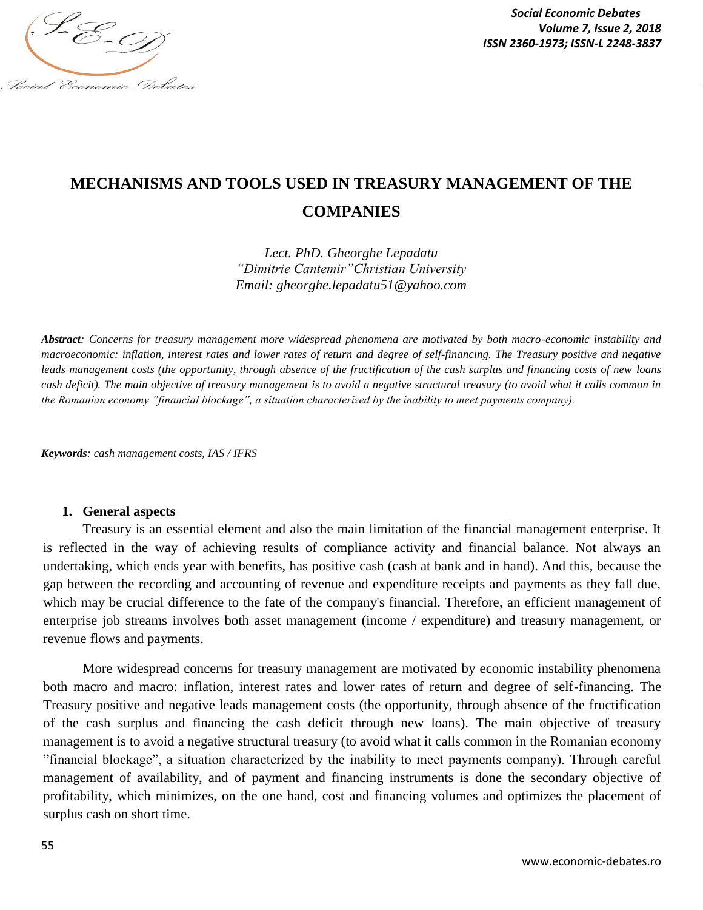# MECHANISMS AND TOOLS USED IN TREASURY MANAGEMENT OF THE COMPANIES

*Lect. PhD. Gheorghe Lepadatu*
*"Dimitrie Cantemir"Christian University*
*Email: gheorghe.lepadatu51@yahoo.com*

***Abstract**: Concerns for treasury management more widespread phenomena are motivated by both macro-economic instability and macroeconomic: inflation, interest rates and lower rates of return and degree of self-financing. The Treasury positive and negative leads management costs (the opportunity, through absence of the fructification of the cash surplus and financing costs of new loans cash deficit). The main objective of treasury management is to avoid a negative structural treasury (to avoid what it calls common in the Romanian economy "financial blockage", a situation characterized by the inability to meet payments company).*

***Keywords**: cash management costs, IAS / IFRS*

## 1. General aspects

Treasury is an essential element and also the main limitation of the financial management enterprise. It is reflected in the way of achieving results of compliance activity and financial balance. Not always an undertaking, which ends year with benefits, has positive cash (cash at bank and in hand). And this, because the gap between the recording and accounting of revenue and expenditure receipts and payments as they fall due, which may be crucial difference to the fate of the company's financial. Therefore, an efficient management of enterprise job streams involves both asset management (income / expenditure) and treasury management, or revenue flows and payments.

More widespread concerns for treasury management are motivated by economic instability phenomena both macro and macro: inflation, interest rates and lower rates of return and degree of self-financing. The Treasury positive and negative leads management costs (the opportunity, through absence of the fructification of the cash surplus and financing the cash deficit through new loans). The main objective of treasury management is to avoid a negative structural treasury (to avoid what it calls common in the Romanian economy "financial blockage", a situation characterized by the inability to meet payments company). Through careful management of availability, and of payment and financing instruments is done the secondary objective of profitability, which minimizes, on the one hand, cost and financing volumes and optimizes the placement of surplus cash on short time.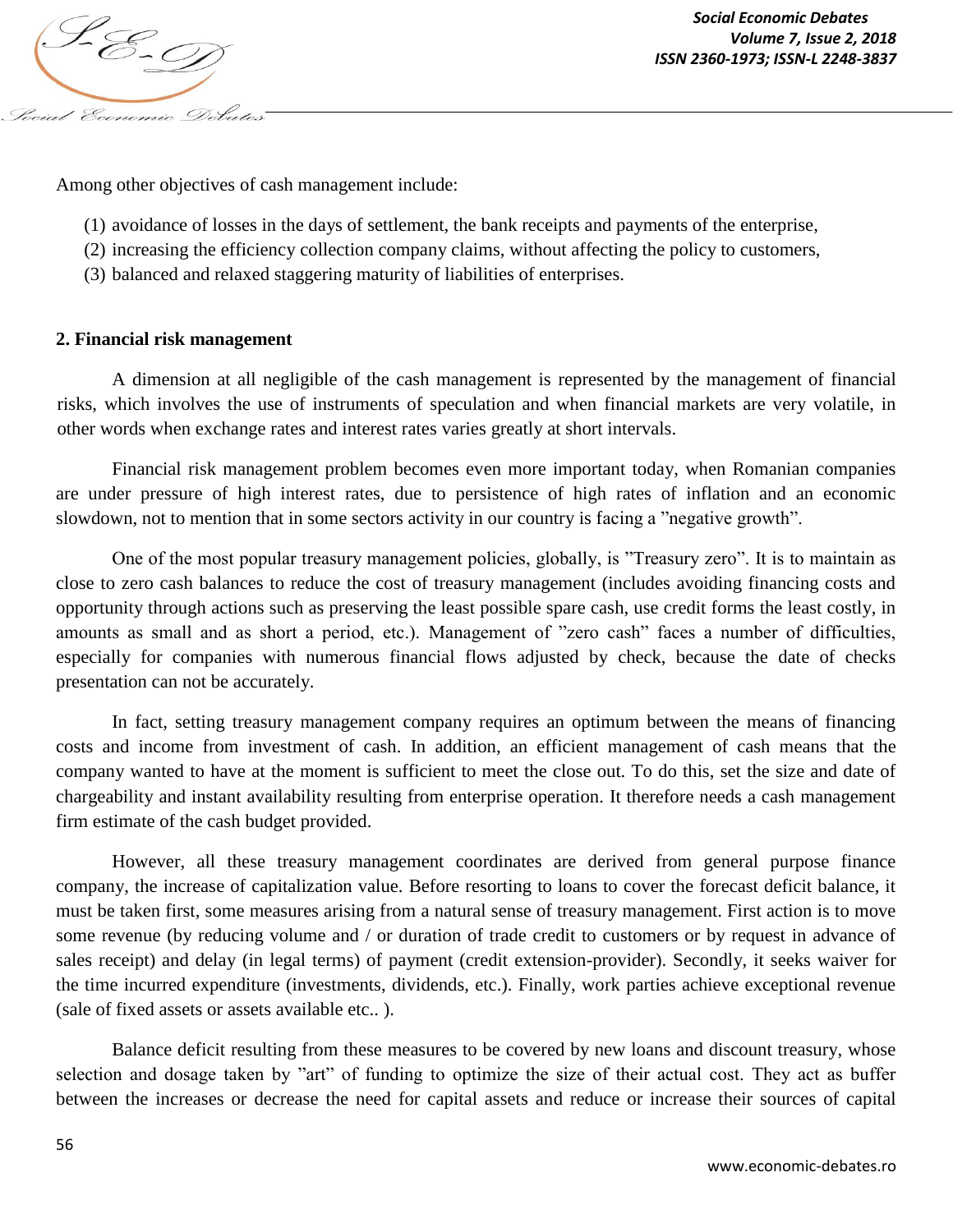Among other objectives of cash management include:

(1) avoidance of losses in the days of settlement, the bank receipts and payments of the enterprise,
(2) increasing the efficiency collection company claims, without affecting the policy to customers,
(3) balanced and relaxed staggering maturity of liabilities of enterprises.

## 2. Financial risk management

A dimension at all negligible of the cash management is represented by the management of financial risks, which involves the use of instruments of speculation and when financial markets are very volatile, in other words when exchange rates and interest rates varies greatly at short intervals.

Financial risk management problem becomes even more important today, when Romanian companies are under pressure of high interest rates, due to persistence of high rates of inflation and an economic slowdown, not to mention that in some sectors activity in our country is facing a ”negative growth”.

One of the most popular treasury management policies, globally, is ”Treasury zero”. It is to maintain as close to zero cash balances to reduce the cost of treasury management (includes avoiding financing costs and opportunity through actions such as preserving the least possible spare cash, use credit forms the least costly, in amounts as small and as short a period, etc.). Management of ”zero cash” faces a number of difficulties, especially for companies with numerous financial flows adjusted by check, because the date of checks presentation can not be accurately.

In fact, setting treasury management company requires an optimum between the means of financing costs and income from investment of cash. In addition, an efficient management of cash means that the company wanted to have at the moment is sufficient to meet the close out. To do this, set the size and date of chargeability and instant availability resulting from enterprise operation. It therefore needs a cash management firm estimate of the cash budget provided.

However, all these treasury management coordinates are derived from general purpose finance company, the increase of capitalization value. Before resorting to loans to cover the forecast deficit balance, it must be taken first, some measures arising from a natural sense of treasury management. First action is to move some revenue (by reducing volume and / or duration of trade credit to customers or by request in advance of sales receipt) and delay (in legal terms) of payment (credit extension-provider). Secondly, it seeks waiver for the time incurred expenditure (investments, dividends, etc.). Finally, work parties achieve exceptional revenue (sale of fixed assets or assets available etc.. ).

Balance deficit resulting from these measures to be covered by new loans and discount treasury, whose selection and dosage taken by ”art” of funding to optimize the size of their actual cost. They act as buffer between the increases or decrease the need for capital assets and reduce or increase their sources of capital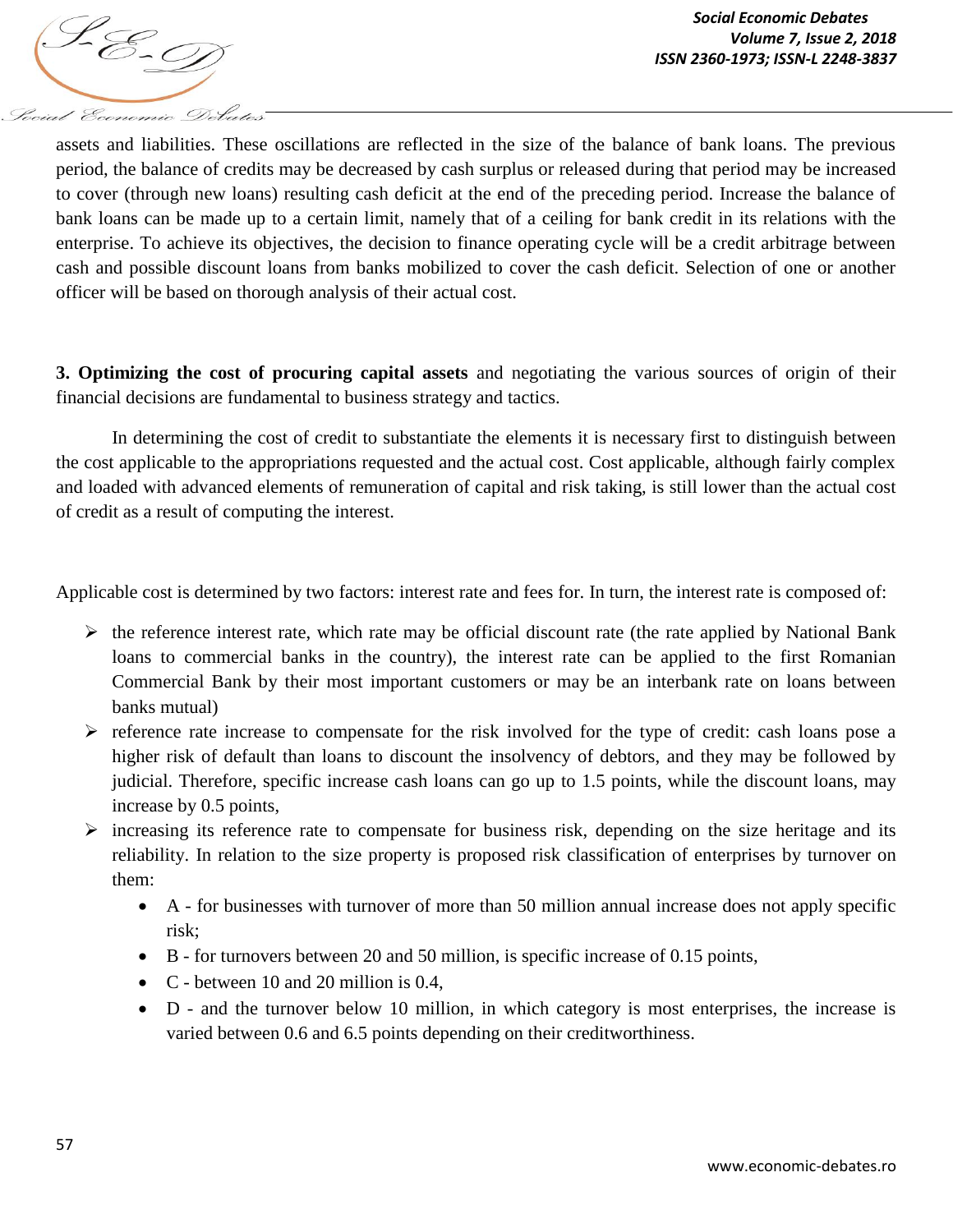assets and liabilities. These oscillations are reflected in the size of the balance of bank loans. The previous period, the balance of credits may be decreased by cash surplus or released during that period may be increased to cover (through new loans) resulting cash deficit at the end of the preceding period. Increase the balance of bank loans can be made up to a certain limit, namely that of a ceiling for bank credit in its relations with the enterprise. To achieve its objectives, the decision to finance operating cycle will be a credit arbitrage between cash and possible discount loans from banks mobilized to cover the cash deficit. Selection of one or another officer will be based on thorough analysis of their actual cost.

**3. Optimizing the cost of procuring capital assets** and negotiating the various sources of origin of their financial decisions are fundamental to business strategy and tactics.

In determining the cost of credit to substantiate the elements it is necessary first to distinguish between the cost applicable to the appropriations requested and the actual cost. Cost applicable, although fairly complex and loaded with advanced elements of remuneration of capital and risk taking, is still lower than the actual cost of credit as a result of computing the interest.

Applicable cost is determined by two factors: interest rate and fees for. In turn, the interest rate is composed of:

- the reference interest rate, which rate may be official discount rate (the rate applied by National Bank loans to commercial banks in the country), the interest rate can be applied to the first Romanian Commercial Bank by their most important customers or may be an interbank rate on loans between banks mutual)
- reference rate increase to compensate for the risk involved for the type of credit: cash loans pose a higher risk of default than loans to discount the insolvency of debtors, and they may be followed by judicial. Therefore, specific increase cash loans can go up to 1.5 points, while the discount loans, may increase by 0.5 points,
- increasing its reference rate to compensate for business risk, depending on the size heritage and its reliability. In relation to the size property is proposed risk classification of enterprises by turnover on them:
  - A - for businesses with turnover of more than 50 million annual increase does not apply specific risk;
  - B - for turnovers between 20 and 50 million, is specific increase of 0.15 points,
  - C - between 10 and 20 million is 0.4,
  - D - and the turnover below 10 million, in which category is most enterprises, the increase is varied between 0.6 and 6.5 points depending on their creditworthiness.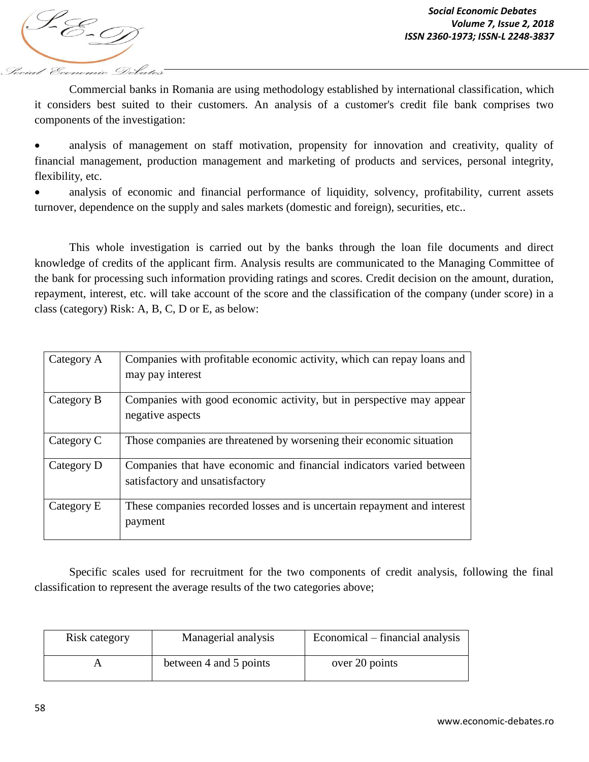Commercial banks in Romania are using methodology established by international classification, which it considers best suited to their customers. An analysis of a customer's credit file bank comprises two components of the investigation:

- analysis of management on staff motivation, propensity for innovation and creativity, quality of financial management, production management and marketing of products and services, personal integrity, flexibility, etc.
- analysis of economic and financial performance of liquidity, solvency, profitability, current assets turnover, dependence on the supply and sales markets (domestic and foreign), securities, etc..

This whole investigation is carried out by the banks through the loan file documents and direct knowledge of credits of the applicant firm. Analysis results are communicated to the Managing Committee of the bank for processing such information providing ratings and scores. Credit decision on the amount, duration, repayment, interest, etc. will take account of the score and the classification of the company (under score) in a class (category) Risk: A, B, C, D or E, as below:

| | |
|---|---|
| Category A | Companies with profitable economic activity, which can repay loans and may pay interest |
| Category B | Companies with good economic activity, but in perspective may appear negative aspects |
| Category C | Those companies are threatened by worsening their economic situation |
| Category D | Companies that have economic and financial indicators varied between satisfactory and unsatisfactory |
| Category E | These companies recorded losses and is uncertain repayment and interest payment |

Specific scales used for recruitment for the two components of credit analysis, following the final classification to represent the average results of the two categories above;

| Risk category | Managerial analysis | Economical – financial analysis |
|---|---|---|
| A | between 4 and 5 points | over 20 points |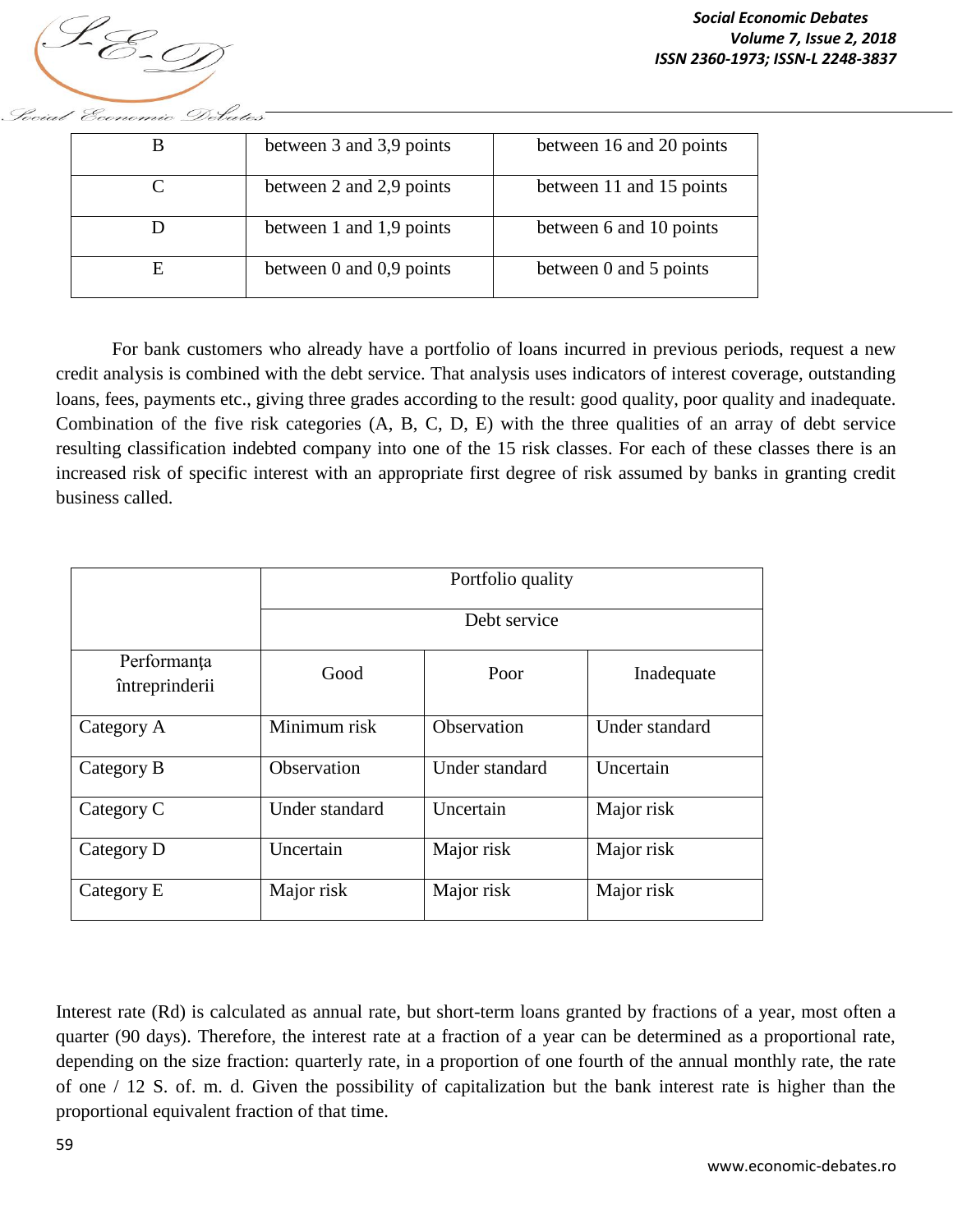| B | between 3 and 3,9 points | between 16 and 20 points |
|---|---|---|
| C | between 2 and 2,9 points | between 11 and 15 points |
| D | between 1 and 1,9 points | between 6 and 10 points |
| E | between 0 and 0,9 points | between 0 and 5 points |

For bank customers who already have a portfolio of loans incurred in previous periods, request a new credit analysis is combined with the debt service. That analysis uses indicators of interest coverage, outstanding loans, fees, payments etc., giving three grades according to the result: good quality, poor quality and inadequate. Combination of the five risk categories (A, B, C, D, E) with the three qualities of an array of debt service resulting classification indebted company into one of the 15 risk classes. For each of these classes there is an increased risk of specific interest with an appropriate first degree of risk assumed by banks in granting credit business called.

| | Portfolio quality | | |
|---|---|---|---|
| | Debt service | | |
| Performanța întreprinderii | Good | Poor | Inadequate |
| Category A | Minimum risk | Observation | Under standard |
| Category B | Observation | Under standard | Uncertain |
| Category C | Under standard | Uncertain | Major risk |
| Category D | Uncertain | Major risk | Major risk |
| Category E | Major risk | Major risk | Major risk |

Interest rate (Rd) is calculated as annual rate, but short-term loans granted by fractions of a year, most often a quarter (90 days). Therefore, the interest rate at a fraction of a year can be determined as a proportional rate, depending on the size fraction: quarterly rate, in a proportion of one fourth of the annual monthly rate, the rate of one / 12 S. of. m. d. Given the possibility of capitalization but the bank interest rate is higher than the proportional equivalent fraction of that time.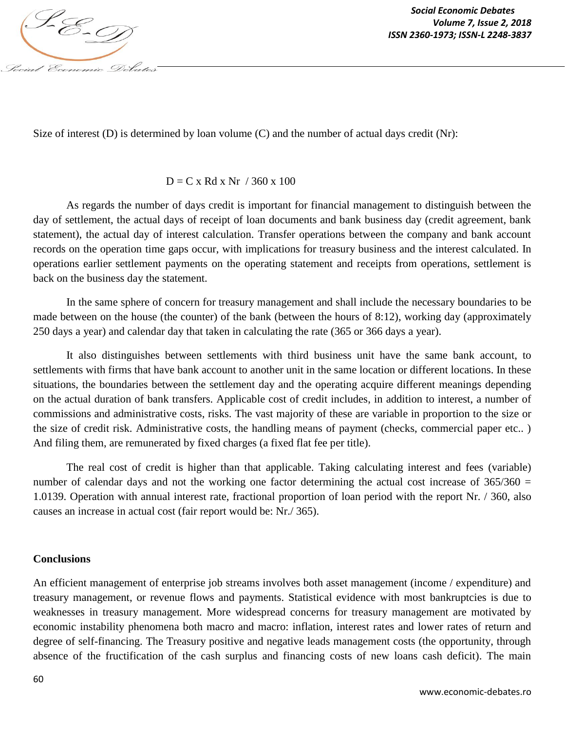Size of interest (D) is determined by loan volume (C) and the number of actual days credit (Nr):

$$D = C \times Rd \times Nr \ / \ 360 \times 100$$

As regards the number of days credit is important for financial management to distinguish between the day of settlement, the actual days of receipt of loan documents and bank business day (credit agreement, bank statement), the actual day of interest calculation. Transfer operations between the company and bank account records on the operation time gaps occur, with implications for treasury business and the interest calculated. In operations earlier settlement payments on the operating statement and receipts from operations, settlement is back on the business day the statement.

In the same sphere of concern for treasury management and shall include the necessary boundaries to be made between on the house (the counter) of the bank (between the hours of 8:12), working day (approximately 250 days a year) and calendar day that taken in calculating the rate (365 or 366 days a year).

It also distinguishes between settlements with third business unit have the same bank account, to settlements with firms that have bank account to another unit in the same location or different locations. In these situations, the boundaries between the settlement day and the operating acquire different meanings depending on the actual duration of bank transfers. Applicable cost of credit includes, in addition to interest, a number of commissions and administrative costs, risks. The vast majority of these are variable in proportion to the size or the size of credit risk. Administrative costs, the handling means of payment (checks, commercial paper etc.. ) And filing them, are remunerated by fixed charges (a fixed flat fee per title).

The real cost of credit is higher than that applicable. Taking calculating interest and fees (variable) number of calendar days and not the working one factor determining the actual cost increase of 365/360 = 1.0139. Operation with annual interest rate, fractional proportion of loan period with the report Nr. / 360, also causes an increase in actual cost (fair report would be: Nr./ 365).

## Conclusions

An efficient management of enterprise job streams involves both asset management (income / expenditure) and treasury management, or revenue flows and payments. Statistical evidence with most bankruptcies is due to weaknesses in treasury management. More widespread concerns for treasury management are motivated by economic instability phenomena both macro and macro: inflation, interest rates and lower rates of return and degree of self-financing. The Treasury positive and negative leads management costs (the opportunity, through absence of the fructification of the cash surplus and financing costs of new loans cash deficit). The main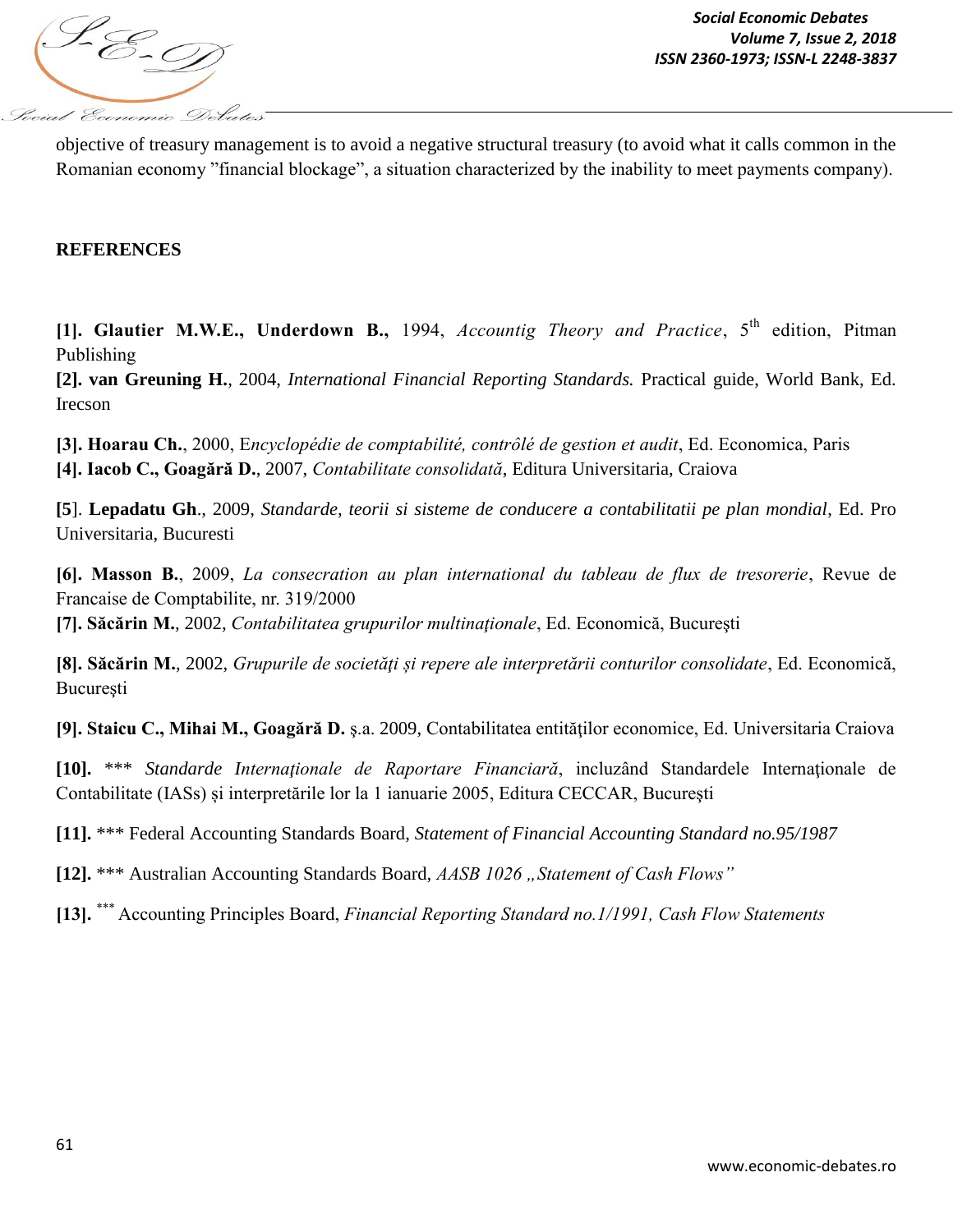objective of treasury management is to avoid a negative structural treasury (to avoid what it calls common in the Romanian economy ”financial blockage”, a situation characterized by the inability to meet payments company).

## REFERENCES

**[1]. Glautier M.W.E., Underdown B.,** 1994, *Accountig Theory and Practice*, 5th edition, Pitman Publishing

**[2]. van Greuning H.**, 2004, *International Financial Reporting Standards.* Practical guide, World Bank, Ed. Irecson

**[3]. Hoarau Ch.**, 2000, E*ncyclopédie de comptabilité, contrôlé de gestion et audit*, Ed. Economica, Paris

**[4]. Iacob C., Goagără D.**, 2007, *Contabilitate consolidată*, Editura Universitaria, Craiova

**[5**]. **Lepadatu Gh**., 2009, *Standarde, teorii si sisteme de conducere a contabilitatii pe plan mondial*, Ed. Pro Universitaria, Bucuresti

**[6]. Masson B.**, 2009, *La consecration au plan international du tableau de flux de tresorerie*, Revue de Francaise de Comptabilite, nr. 319/2000

**[7]. Săcărin M.**, 2002, *Contabilitatea grupurilor multinaţionale*, Ed. Economică, Bucureşti

**[8]. Săcărin M.**, 2002, *Grupurile de societăți și repere ale interpretării conturilor consolidate*, Ed. Economică, Bucureşti

**[9]. Staicu C., Mihai M., Goagără D.** ş.a. 2009, Contabilitatea entităţilor economice, Ed. Universitaria Craiova

**[10].** *** *Standarde Internaţionale de Raportare Financiară*, incluzând Standardele Internaţionale de Contabilitate (IASs) şi interpretările lor la 1 ianuarie 2005, Editura CECCAR, Bucureşti

**[11].** *** Federal Accounting Standards Board, *Statement of Financial Accounting Standard no.95/1987*

**[12].** *** Australian Accounting Standards Board, *AASB 1026 „Statement of Cash Flows”*

**[13].** *** Accounting Principles Board, *Financial Reporting Standard no.1/1991, Cash Flow Statements*